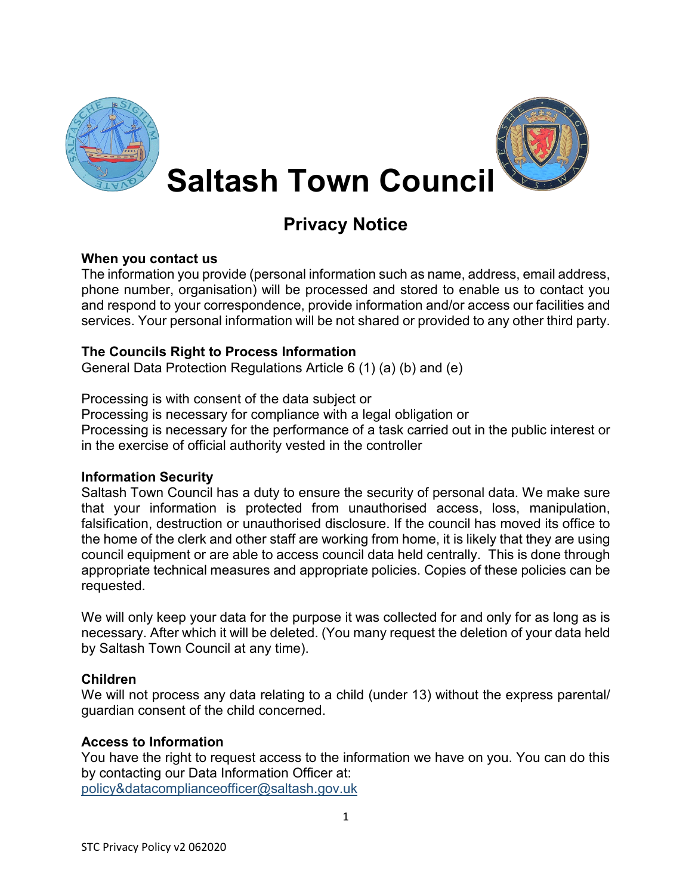# Saltash Town Council

## Privacy Notice

**When you contact us**

The information you provide (personal information such as name, address, email address, phone number, organisation) will be processed and stored to enable us to contact you and respond to your correspondence, provide information and/or access our facilities and services. Your personal information will be not shared or provided to any other third party.

**The Councils Right to Process Information**

General Data Protection Regulations Article 6 (1) (a) (b) and (e)

Processing is with consent of the data subject or
Processing is necessary for compliance with a legal obligation or
Processing is necessary for the performance of a task carried out in the public interest or in the exercise of official authority vested in the controller

**Information Security**

Saltash Town Council has a duty to ensure the security of personal data. We make sure that your information is protected from unauthorised access, loss, manipulation, falsification, destruction or unauthorised disclosure. If the council has moved its office to the home of the clerk and other staff are working from home, it is likely that they are using council equipment or are able to access council data held centrally. This is done through appropriate technical measures and appropriate policies. Copies of these policies can be requested.

We will only keep your data for the purpose it was collected for and only for as long as is necessary. After which it will be deleted. (You many request the deletion of your data held by Saltash Town Council at any time).

**Children**

We will not process any data relating to a child (under 13) without the express parental/ guardian consent of the child concerned.

**Access to Information**

You have the right to request access to the information we have on you. You can do this by contacting our Data Information Officer at:
policy&datacomplianceofficer@saltash.gov.uk

STC Privacy Policy v2 062020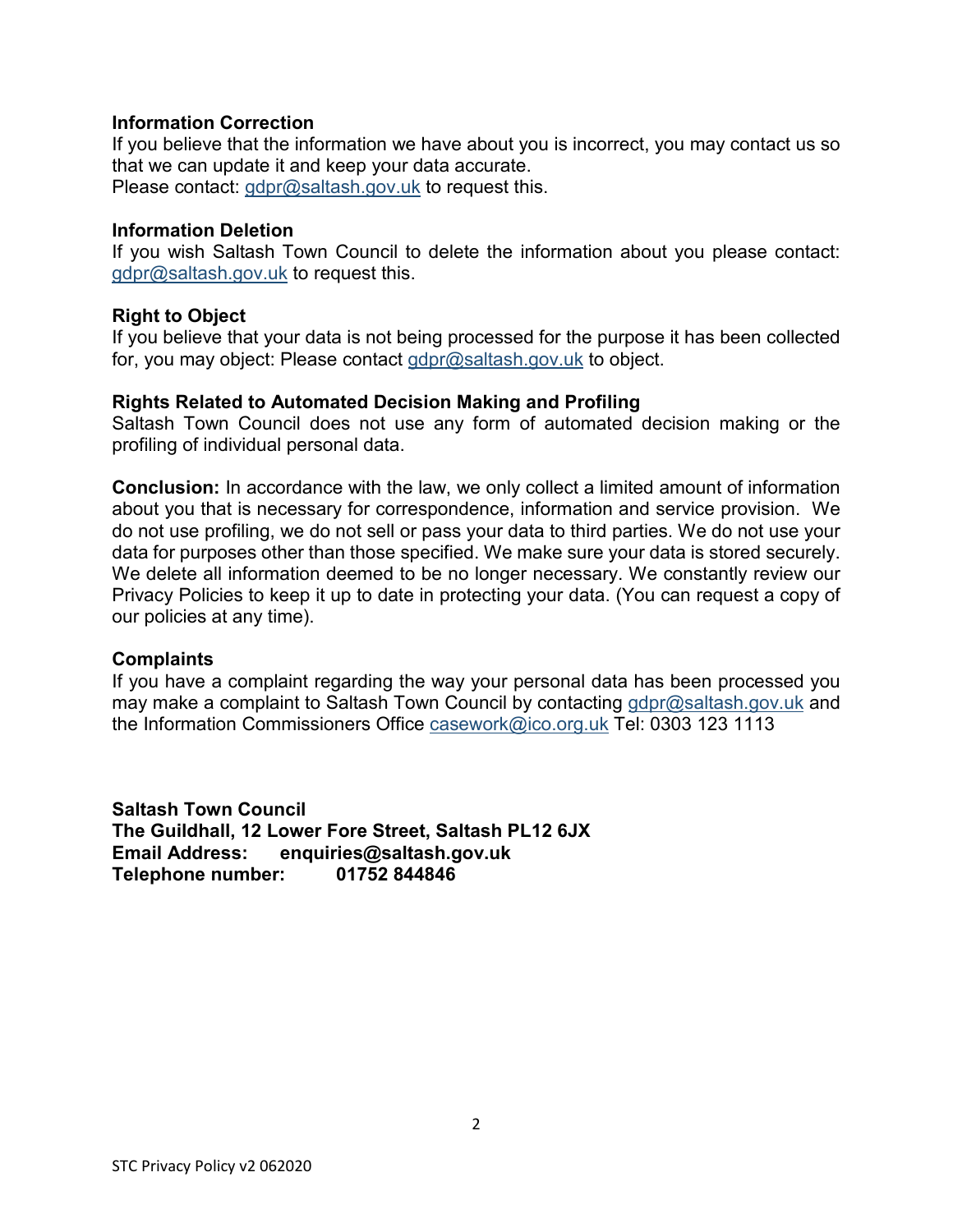**Information Correction**
If you believe that the information we have about you is incorrect, you may contact us so that we can update it and keep your data accurate.
Please contact: gdpr@saltash.gov.uk to request this.

**Information Deletion**
If you wish Saltash Town Council to delete the information about you please contact: gdpr@saltash.gov.uk to request this.

**Right to Object**
If you believe that your data is not being processed for the purpose it has been collected for, you may object: Please contact gdpr@saltash.gov.uk to object.

**Rights Related to Automated Decision Making and Profiling**
Saltash Town Council does not use any form of automated decision making or the profiling of individual personal data.

**Conclusion:** In accordance with the law, we only collect a limited amount of information about you that is necessary for correspondence, information and service provision. We do not use profiling, we do not sell or pass your data to third parties. We do not use your data for purposes other than those specified. We make sure your data is stored securely. We delete all information deemed to be no longer necessary. We constantly review our Privacy Policies to keep it up to date in protecting your data. (You can request a copy of our policies at any time).

**Complaints**
If you have a complaint regarding the way your personal data has been processed you may make a complaint to Saltash Town Council by contacting gdpr@saltash.gov.uk and the Information Commissioners Office casework@ico.org.uk Tel: 0303 123 1113

**Saltash Town Council**
**The Guildhall, 12 Lower Fore Street, Saltash PL12 6JX**
**Email Address: enquiries@saltash.gov.uk**
**Telephone number: 01752 844846**

STC Privacy Policy v2 062020